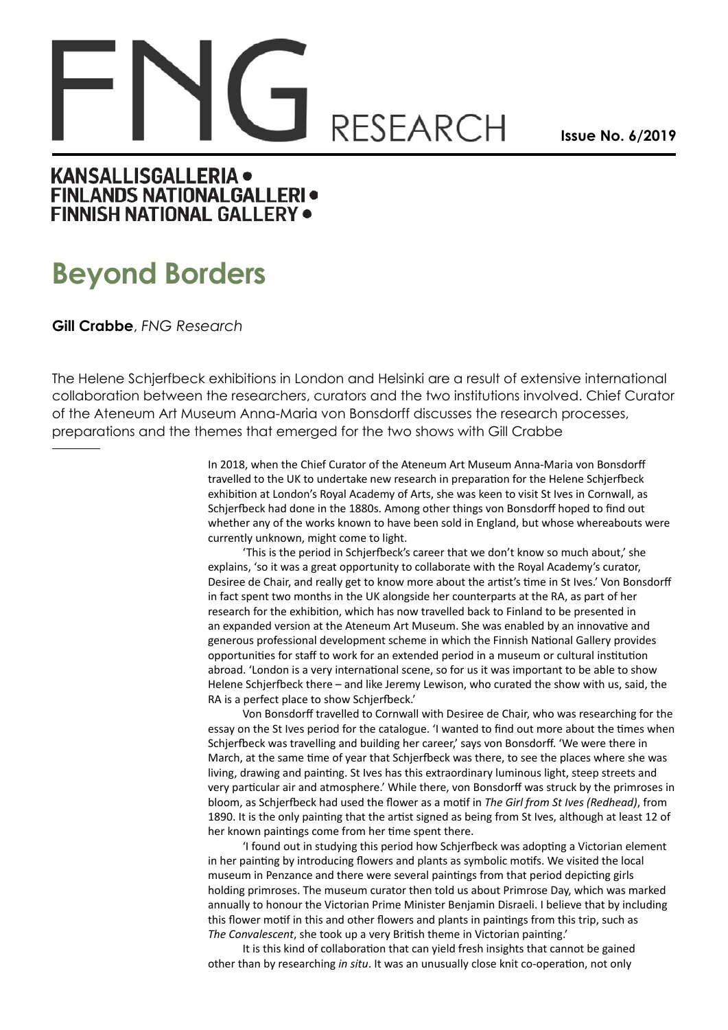# FNG RESEARCH

**Issue No. 6/2019**

**KANSALLISGALLERIA • FINLANDS NATIONALGALLERI • FINNISH NATIONAL GALLERY •**

## Beyond Borders

**Gill Crabbe**, *FNG Research*

The Helene Schjerfbeck exhibitions in London and Helsinki are a result of extensive international collaboration between the researchers, curators and the two institutions involved. Chief Curator of the Ateneum Art Museum Anna-Maria von Bonsdorff discusses the research processes, preparations and the themes that emerged for the two shows with Gill Crabbe

---

In 2018, when the Chief Curator of the Ateneum Art Museum Anna-Maria von Bonsdorff travelled to the UK to undertake new research in preparation for the Helene Schjerfbeck exhibition at London's Royal Academy of Arts, she was keen to visit St Ives in Cornwall, as Schjerfbeck had done in the 1880s. Among other things von Bonsdorff hoped to find out whether any of the works known to have been sold in England, but whose whereabouts were currently unknown, might come to light.

'This is the period in Schjerfbeck's career that we don't know so much about,' she explains, 'so it was a great opportunity to collaborate with the Royal Academy's curator, Desiree de Chair, and really get to know more about the artist's time in St Ives.' Von Bonsdorff in fact spent two months in the UK alongside her counterparts at the RA, as part of her research for the exhibition, which has now travelled back to Finland to be presented in an expanded version at the Ateneum Art Museum. She was enabled by an innovative and generous professional development scheme in which the Finnish National Gallery provides opportunities for staff to work for an extended period in a museum or cultural institution abroad. 'London is a very international scene, so for us it was important to be able to show Helene Schjerfbeck there – and like Jeremy Lewison, who curated the show with us, said, the RA is a perfect place to show Schjerfbeck.'

Von Bonsdorff travelled to Cornwall with Desiree de Chair, who was researching for the essay on the St Ives period for the catalogue. 'I wanted to find out more about the times when Schjerfbeck was travelling and building her career,' says von Bonsdorff. 'We were there in March, at the same time of year that Schjerfbeck was there, to see the places where she was living, drawing and painting. St Ives has this extraordinary luminous light, steep streets and very particular air and atmosphere.' While there, von Bonsdorff was struck by the primroses in bloom, as Schjerfbeck had used the flower as a motif in *The Girl from St Ives (Redhead)*, from 1890. It is the only painting that the artist signed as being from St Ives, although at least 12 of her known paintings come from her time spent there.

'I found out in studying this period how Schjerfbeck was adopting a Victorian element in her painting by introducing flowers and plants as symbolic motifs. We visited the local museum in Penzance and there were several paintings from that period depicting girls holding primroses. The museum curator then told us about Primrose Day, which was marked annually to honour the Victorian Prime Minister Benjamin Disraeli. I believe that by including this flower motif in this and other flowers and plants in paintings from this trip, such as *The Convalescent*, she took up a very British theme in Victorian painting.'

It is this kind of collaboration that can yield fresh insights that cannot be gained other than by researching *in situ*. It was an unusually close knit co-operation, not only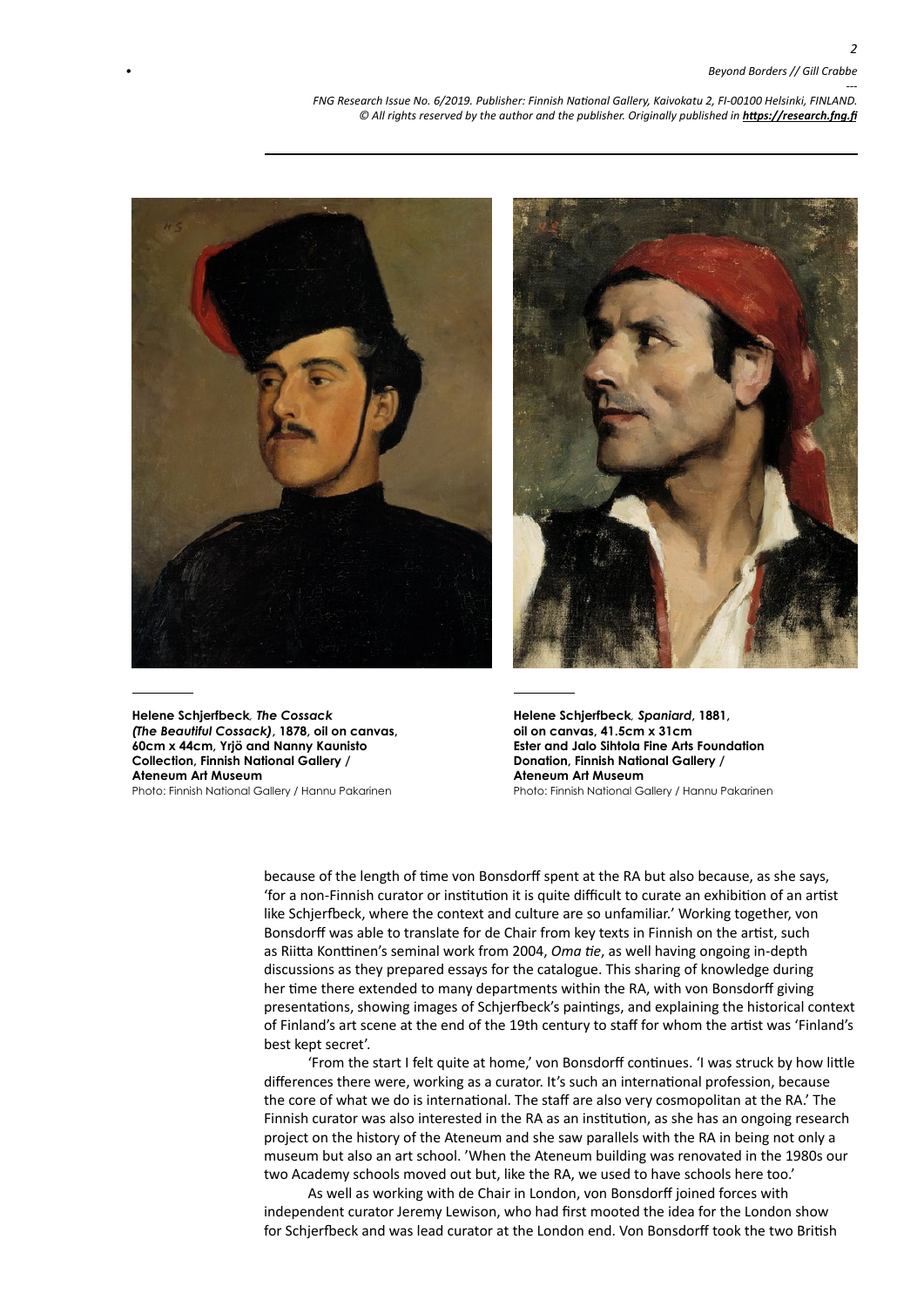**Helene Schjerfbeck**, ***The Cossack (The Beautiful Cossack)***, **1878, oil on canvas, 60cm x 44cm, Yrjö and Nanny Kaunisto Collection, Finnish National Gallery / Ateneum Art Museum**
Photo: Finnish National Gallery / Hannu Pakarinen

**Helene Schjerfbeck**, ***Spaniard***, **1881, oil on canvas, 41.5cm x 31cm Ester and Jalo Sihtola Fine Arts Foundation Donation, Finnish National Gallery / Ateneum Art Museum**
Photo: Finnish National Gallery / Hannu Pakarinen

because of the length of time von Bonsdorff spent at the RA but also because, as she says, 'for a non-Finnish curator or institution it is quite difficult to curate an exhibition of an artist like Schjerfbeck, where the context and culture are so unfamiliar.' Working together, von Bonsdorff was able to translate for de Chair from key texts in Finnish on the artist, such as Riitta Konttinen's seminal work from 2004, *Oma tie*, as well having ongoing in-depth discussions as they prepared essays for the catalogue. This sharing of knowledge during her time there extended to many departments within the RA, with von Bonsdorff giving presentations, showing images of Schjerfbeck's paintings, and explaining the historical context of Finland's art scene at the end of the 19th century to staff for whom the artist was 'Finland's best kept secret'.

'From the start I felt quite at home,' von Bonsdorff continues. 'I was struck by how little differences there were, working as a curator. It's such an international profession, because the core of what we do is international. The staff are also very cosmopolitan at the RA.' The Finnish curator was also interested in the RA as an institution, as she has an ongoing research project on the history of the Ateneum and she saw parallels with the RA in being not only a museum but also an art school. 'When the Ateneum building was renovated in the 1980s our two Academy schools moved out but, like the RA, we used to have schools here too.'

As well as working with de Chair in London, von Bonsdorff joined forces with independent curator Jeremy Lewison, who had first mooted the idea for the London show for Schjerfbeck and was lead curator at the London end. Von Bonsdorff took the two British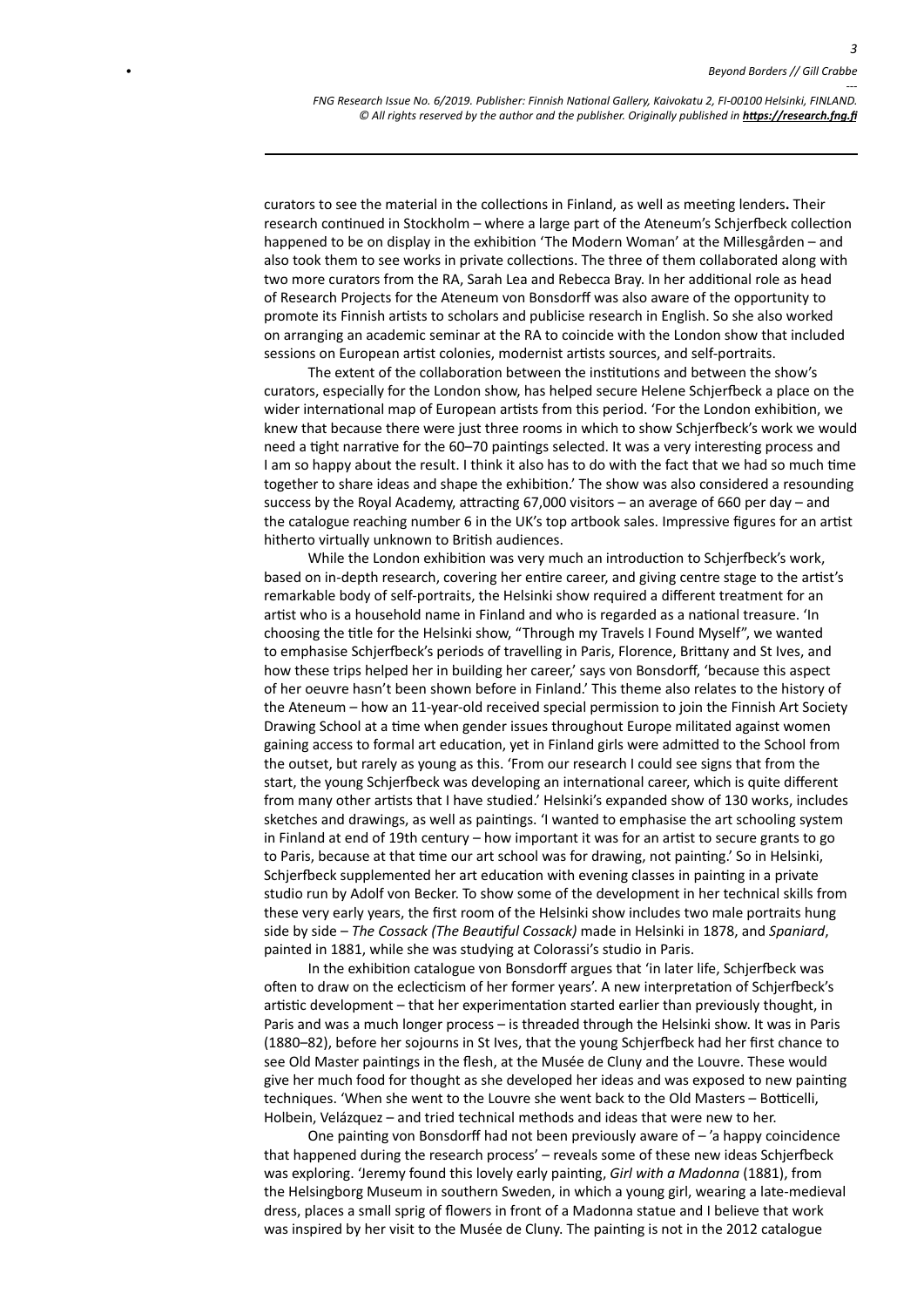curators to see the material in the collections in Finland, as well as meeting lenders**.** Their research continued in Stockholm – where a large part of the Ateneum's Schjerfbeck collection happened to be on display in the exhibition 'The Modern Woman' at the Millesgården – and also took them to see works in private collections. The three of them collaborated along with two more curators from the RA, Sarah Lea and Rebecca Bray. In her additional role as head of Research Projects for the Ateneum von Bonsdorff was also aware of the opportunity to promote its Finnish artists to scholars and publicise research in English. So she also worked on arranging an academic seminar at the RA to coincide with the London show that included sessions on European artist colonies, modernist artists sources, and self-portraits.

The extent of the collaboration between the institutions and between the show's curators, especially for the London show, has helped secure Helene Schjerfbeck a place on the wider international map of European artists from this period. 'For the London exhibition, we knew that because there were just three rooms in which to show Schjerfbeck's work we would need a tight narrative for the 60–70 paintings selected. It was a very interesting process and I am so happy about the result. I think it also has to do with the fact that we had so much time together to share ideas and shape the exhibition.' The show was also considered a resounding success by the Royal Academy, attracting 67,000 visitors – an average of 660 per day – and the catalogue reaching number 6 in the UK's top artbook sales. Impressive figures for an artist hitherto virtually unknown to British audiences.

While the London exhibition was very much an introduction to Schjerfbeck's work, based on in-depth research, covering her entire career, and giving centre stage to the artist's remarkable body of self-portraits, the Helsinki show required a different treatment for an artist who is a household name in Finland and who is regarded as a national treasure. 'In choosing the title for the Helsinki show, "Through my Travels I Found Myself", we wanted to emphasise Schjerfbeck's periods of travelling in Paris, Florence, Brittany and St Ives, and how these trips helped her in building her career,' says von Bonsdorff, 'because this aspect of her oeuvre hasn't been shown before in Finland.' This theme also relates to the history of the Ateneum – how an 11-year-old received special permission to join the Finnish Art Society Drawing School at a time when gender issues throughout Europe militated against women gaining access to formal art education, yet in Finland girls were admitted to the School from the outset, but rarely as young as this. 'From our research I could see signs that from the start, the young Schjerfbeck was developing an international career, which is quite different from many other artists that I have studied.' Helsinki's expanded show of 130 works, includes sketches and drawings, as well as paintings. 'I wanted to emphasise the art schooling system in Finland at end of 19th century – how important it was for an artist to secure grants to go to Paris, because at that time our art school was for drawing, not painting.' So in Helsinki, Schjerfbeck supplemented her art education with evening classes in painting in a private studio run by Adolf von Becker. To show some of the development in her technical skills from these very early years, the first room of the Helsinki show includes two male portraits hung side by side – *The Cossack (The Beautiful Cossack)* made in Helsinki in 1878, and *Spaniard*, painted in 1881, while she was studying at Colorassi's studio in Paris.

In the exhibition catalogue von Bonsdorff argues that 'in later life, Schjerfbeck was often to draw on the eclecticism of her former years'. A new interpretation of Schjerfbeck's artistic development – that her experimentation started earlier than previously thought, in Paris and was a much longer process – is threaded through the Helsinki show. It was in Paris (1880–82), before her sojourns in St Ives, that the young Schjerfbeck had her first chance to see Old Master paintings in the flesh, at the Musée de Cluny and the Louvre. These would give her much food for thought as she developed her ideas and was exposed to new painting techniques. 'When she went to the Louvre she went back to the Old Masters – Botticelli, Holbein, Velázquez – and tried technical methods and ideas that were new to her.

One painting von Bonsdorff had not been previously aware of – 'a happy coincidence that happened during the research process' – reveals some of these new ideas Schjerfbeck was exploring. 'Jeremy found this lovely early painting, *Girl with a Madonna* (1881), from the Helsingborg Museum in southern Sweden, in which a young girl, wearing a late-medieval dress, places a small sprig of flowers in front of a Madonna statue and I believe that work was inspired by her visit to the Musée de Cluny. The painting is not in the 2012 catalogue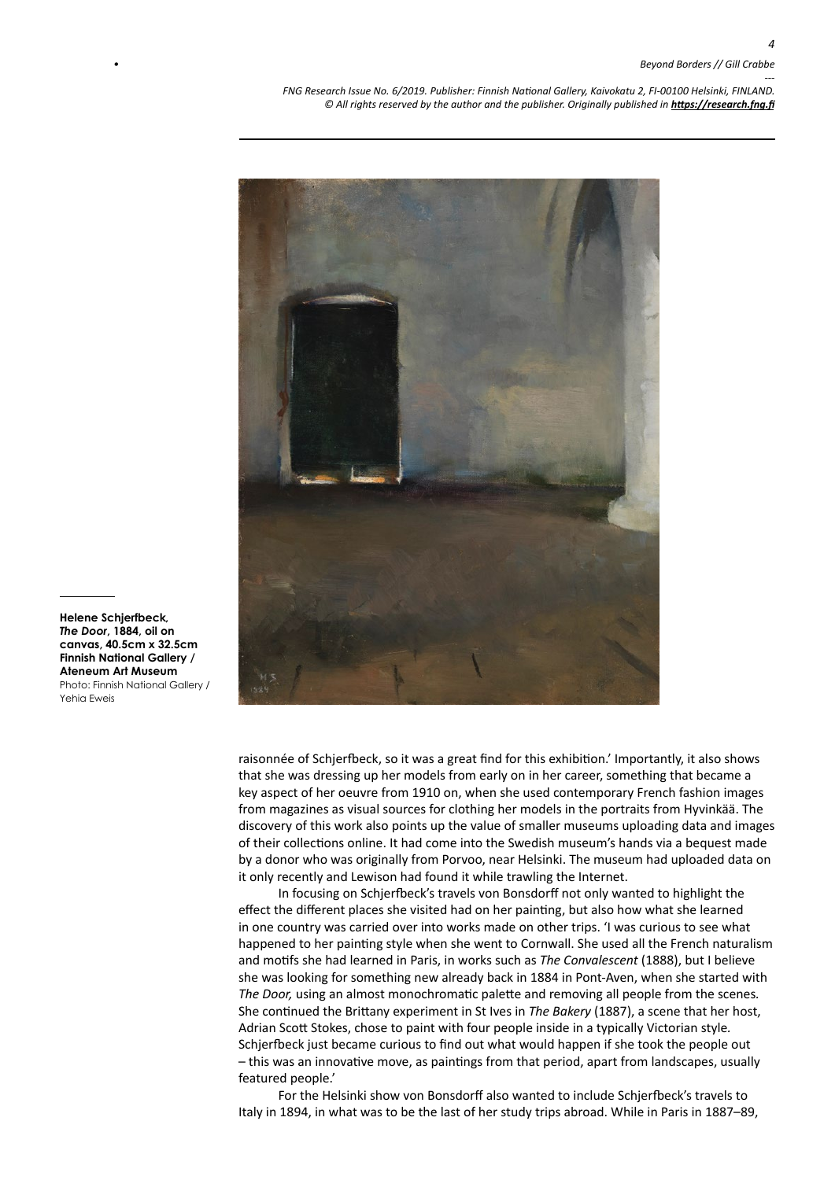**Helene Schjerfbeck, *The Door*, 1884, oil on canvas, 40.5cm x 32.5cm Finnish National Gallery / Ateneum Art Museum**
Photo: Finnish National Gallery / Yehia Eweis

raisonnée of Schjerfbeck, so it was a great find for this exhibition.' Importantly, it also shows that she was dressing up her models from early on in her career, something that became a key aspect of her oeuvre from 1910 on, when she used contemporary French fashion images from magazines as visual sources for clothing her models in the portraits from Hyvinkää. The discovery of this work also points up the value of smaller museums uploading data and images of their collections online. It had come into the Swedish museum's hands via a bequest made by a donor who was originally from Porvoo, near Helsinki. The museum had uploaded data on it only recently and Lewison had found it while trawling the Internet.

In focusing on Schjerfbeck's travels von Bonsdorff not only wanted to highlight the effect the different places she visited had on her painting, but also how what she learned in one country was carried over into works made on other trips. 'I was curious to see what happened to her painting style when she went to Cornwall. She used all the French naturalism and motifs she had learned in Paris, in works such as *The Convalescent* (1888), but I believe she was looking for something new already back in 1884 in Pont-Aven, when she started with *The Door,* using an almost monochromatic palette and removing all people from the scenes. She continued the Brittany experiment in St Ives in *The Bakery* (1887), a scene that her host, Adrian Scott Stokes, chose to paint with four people inside in a typically Victorian style. Schjerfbeck just became curious to find out what would happen if she took the people out – this was an innovative move, as paintings from that period, apart from landscapes, usually featured people.'

For the Helsinki show von Bonsdorff also wanted to include Schjerfbeck's travels to Italy in 1894, in what was to be the last of her study trips abroad. While in Paris in 1887–89,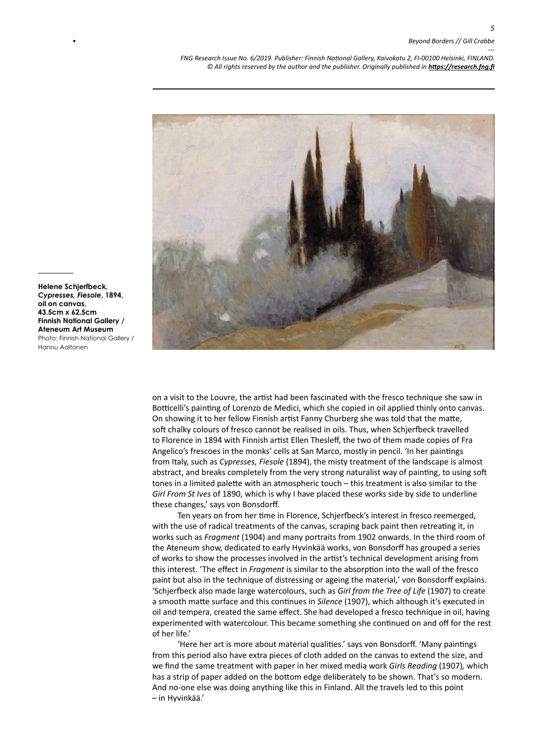**Helene Schjerfbeck, *Cypresses, Fiesole*, 1894, oil on canvas, 43.5cm x 62.5cm Finnish National Gallery / Ateneum Art Museum**
Photo: Finnish National Gallery / Hannu Aaltonen

on a visit to the Louvre, the artist had been fascinated with the fresco technique she saw in Botticelli's painting of Lorenzo de Medici, which she copied in oil applied thinly onto canvas. On showing it to her fellow Finnish artist Fanny Churberg she was told that the matte, soft chalky colours of fresco cannot be realised in oils. Thus, when Schjerfbeck travelled to Florence in 1894 with Finnish artist Ellen Thesleff, the two of them made copies of Fra Angelico's frescoes in the monks' cells at San Marco, mostly in pencil. 'In her paintings from Italy, such as *Cypresses, Fiesole* (1894), the misty treatment of the landscape is almost abstract, and breaks completely from the very strong naturalist way of painting, to using soft tones in a limited palette with an atmospheric touch – this treatment is also similar to the *Girl From St Ives* of 1890, which is why I have placed these works side by side to underline these changes,' says von Bonsdorff.

Ten years on from her time in Florence, Schjerfbeck's interest in fresco reemerged, with the use of radical treatments of the canvas, scraping back paint then retreating it, in works such as *Fragment* (1904) and many portraits from 1902 onwards. In the third room of the Ateneum show, dedicated to early Hyvinkää works, von Bonsdorff has grouped a series of works to show the processes involved in the artist's technical development arising from this interest. 'The effect in *Fragment* is similar to the absorption into the wall of the fresco paint but also in the technique of distressing or ageing the material,' von Bonsdorff explains. 'Schjerfbeck also made large watercolours, such as *Girl from the Tree of Life* (1907) to create a smooth matte surface and this continues in *Silence* (1907), which although it's executed in oil and tempera, created the same effect. She had developed a fresco technique in oil, having experimented with watercolour. This became something she continued on and off for the rest of her life.'

'Here her art is more about material qualities.' says von Bonsdorff. 'Many paintings from this period also have extra pieces of cloth added on the canvas to extend the size, and we find the same treatment with paper in her mixed media work *Girls Reading* (1907), which has a strip of paper added on the bottom edge deliberately to be shown. That's so modern. And no-one else was doing anything like this in Finland. All the travels led to this point – in Hyvinkää.'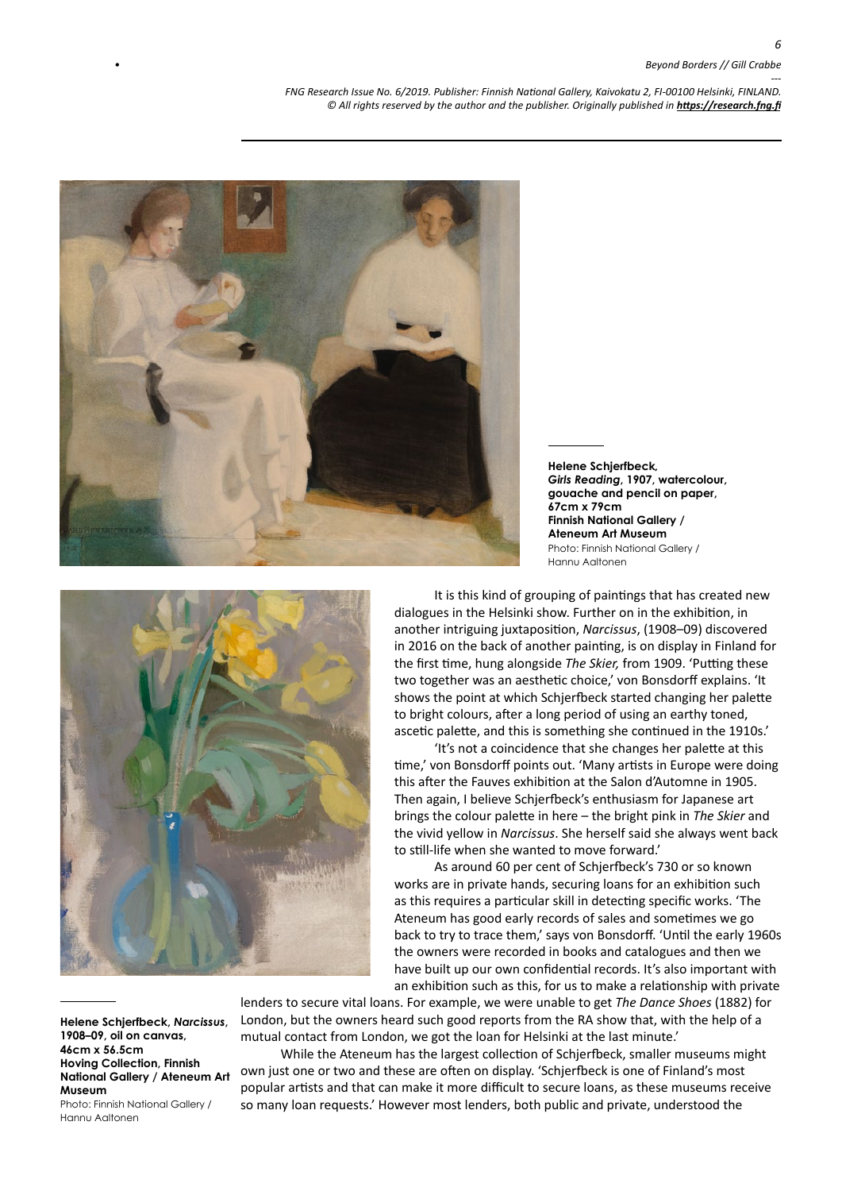**Helene Schjerfbeck, *Girls Reading*, 1907, watercolour, gouache and pencil on paper, 67cm x 79cm Finnish National Gallery / Ateneum Art Museum**
Photo: Finnish National Gallery / Hannu Aaltonen

It is this kind of grouping of paintings that has created new dialogues in the Helsinki show. Further on in the exhibition, in another intriguing juxtaposition, *Narcissus*, (1908–09) discovered in 2016 on the back of another painting, is on display in Finland for the first time, hung alongside *The Skier,* from 1909. 'Putting these two together was an aesthetic choice,' von Bonsdorff explains. 'It shows the point at which Schjerfbeck started changing her palette to bright colours, after a long period of using an earthy toned, ascetic palette, and this is something she continued in the 1910s.'

'It's not a coincidence that she changes her palette at this time,' von Bonsdorff points out. 'Many artists in Europe were doing this after the Fauves exhibition at the Salon d'Automne in 1905. Then again, I believe Schjerfbeck's enthusiasm for Japanese art brings the colour palette in here – the bright pink in *The Skier* and the vivid yellow in *Narcissus*. She herself said she always went back to still-life when she wanted to move forward.'

As around 60 per cent of Schjerfbeck's 730 or so known works are in private hands, securing loans for an exhibition such as this requires a particular skill in detecting specific works. 'The Ateneum has good early records of sales and sometimes we go back to try to trace them,' says von Bonsdorff. 'Until the early 1960s the owners were recorded in books and catalogues and then we have built up our own confidential records. It's also important with an exhibition such as this, for us to make a relationship with private lenders to secure vital loans. For example, we were unable to get *The Dance Shoes* (1882) for London, but the owners heard such good reports from the RA show that, with the help of a mutual contact from London, we got the loan for Helsinki at the last minute.'

While the Ateneum has the largest collection of Schjerfbeck, smaller museums might own just one or two and these are often on display. 'Schjerfbeck is one of Finland's most popular artists and that can make it more difficult to secure loans, as these museums receive so many loan requests.' However most lenders, both public and private, understood the

**Helene Schjerfbeck, *Narcissus*, 1908–09, oil on canvas, 46cm x 56.5cm Hoving Collection, Finnish National Gallery / Ateneum Art Museum**
Photo: Finnish National Gallery / Hannu Aaltonen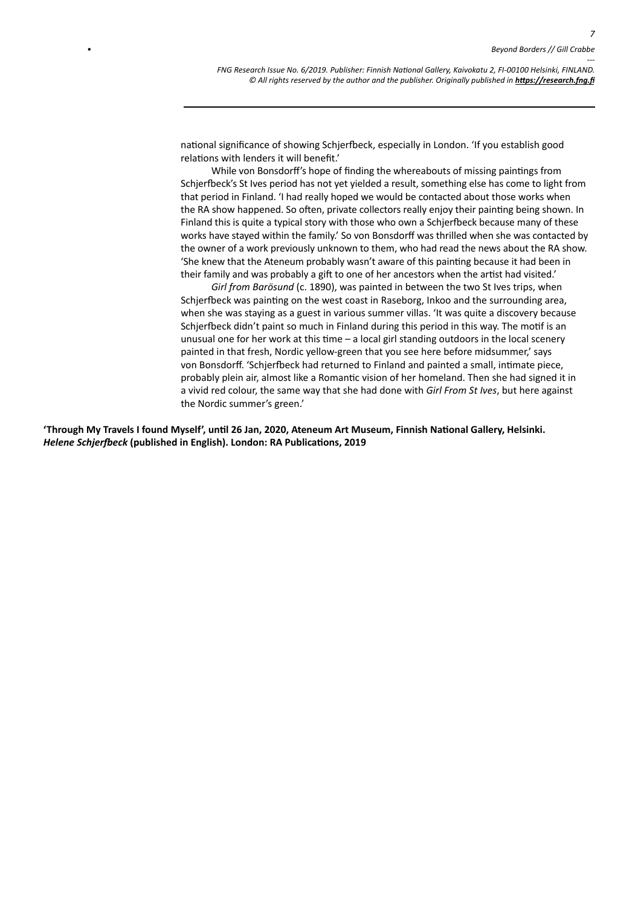national significance of showing Schjerfbeck, especially in London. 'If you establish good relations with lenders it will benefit.'

While von Bonsdorff's hope of finding the whereabouts of missing paintings from Schjerfbeck's St Ives period has not yet yielded a result, something else has come to light from that period in Finland. 'I had really hoped we would be contacted about those works when the RA show happened. So often, private collectors really enjoy their painting being shown. In Finland this is quite a typical story with those who own a Schjerfbeck because many of these works have stayed within the family.' So von Bonsdorff was thrilled when she was contacted by the owner of a work previously unknown to them, who had read the news about the RA show. 'She knew that the Ateneum probably wasn't aware of this painting because it had been in their family and was probably a gift to one of her ancestors when the artist had visited.'

*Girl from Barösund* (c. 1890), was painted in between the two St Ives trips, when Schjerfbeck was painting on the west coast in Raseborg, Inkoo and the surrounding area, when she was staying as a guest in various summer villas. 'It was quite a discovery because Schjerfbeck didn't paint so much in Finland during this period in this way. The motif is an unusual one for her work at this time – a local girl standing outdoors in the local scenery painted in that fresh, Nordic yellow-green that you see here before midsummer,' says von Bonsdorff. 'Schjerfbeck had returned to Finland and painted a small, intimate piece, probably plein air, almost like a Romantic vision of her homeland. Then she had signed it in a vivid red colour, the same way that she had done with *Girl From St Ives*, but here against the Nordic summer's green.'

**'Through My Travels I found Myself', until 26 Jan, 2020, Ateneum Art Museum, Finnish National Gallery, Helsinki.**
***Helene Schjerfbeck* (published in English). London: RA Publications, 2019**